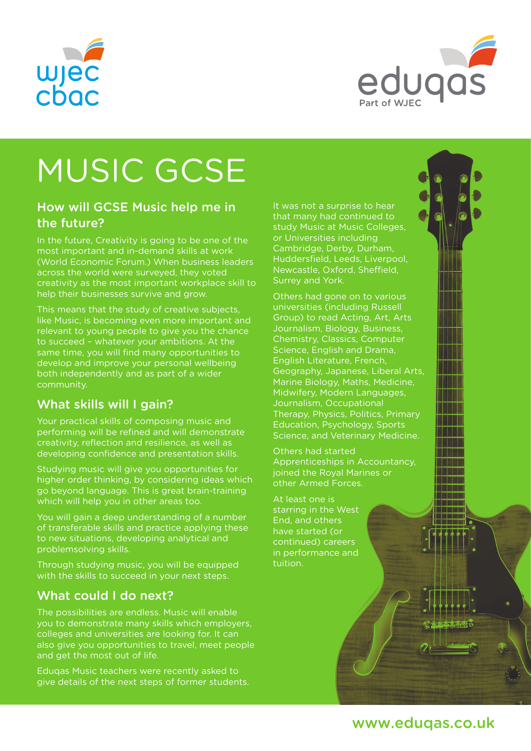wjec cbac

eduqas
Part of WJEC

# MUSIC GCSE

## How will GCSE Music help me in the future?

In the future, Creativity is going to be one of the most important and in-demand skills at work (World Economic Forum.) When business leaders across the world were surveyed, they voted creativity as the most important workplace skill to help their businesses survive and grow.

This means that the study of creative subjects, like Music, is becoming even more important and relevant to young people to give you the chance to succeed – whatever your ambitions. At the same time, you will find many opportunities to develop and improve your personal wellbeing both independently and as part of a wider community.

## What skills will I gain?

Your practical skills of composing music and performing will be refined and will demonstrate creativity, reflection and resilience, as well as developing confidence and presentation skills.

Studying music will give you opportunities for higher order thinking, by considering ideas which go beyond language. This is great brain-training which will help you in other areas too.

You will gain a deep understanding of a number of transferable skills and practice applying these to new situations, developing analytical and problemsolving skills.

Through studying music, you will be equipped with the skills to succeed in your next steps.

## What could I do next?

The possibilities are endless. Music will enable you to demonstrate many skills which employers, colleges and universities are looking for. It can also give you opportunities to travel, meet people and get the most out of life.

Eduqas Music teachers were recently asked to give details of the next steps of former students.

It was not a surprise to hear that many had continued to study Music at Music Colleges, or Universities including Cambridge, Derby, Durham, Huddersfield, Leeds, Liverpool, Newcastle, Oxford, Sheffield, Surrey and York.

Others had gone on to various universities (including Russell Group) to read Acting, Art, Arts Journalism, Biology, Business, Chemistry, Classics, Computer Science, English and Drama, English Literature, French, Geography, Japanese, Liberal Arts, Marine Biology, Maths, Medicine, Midwifery, Modern Languages, Journalism, Occupational Therapy, Physics, Politics, Primary Education, Psychology, Sports Science, and Veterinary Medicine.

Others had started Apprenticeships in Accountancy, joined the Royal Marines or other Armed Forces.

At least one is starring in the West End, and others have started (or continued) careers in performance and tuition.

www.eduqas.co.uk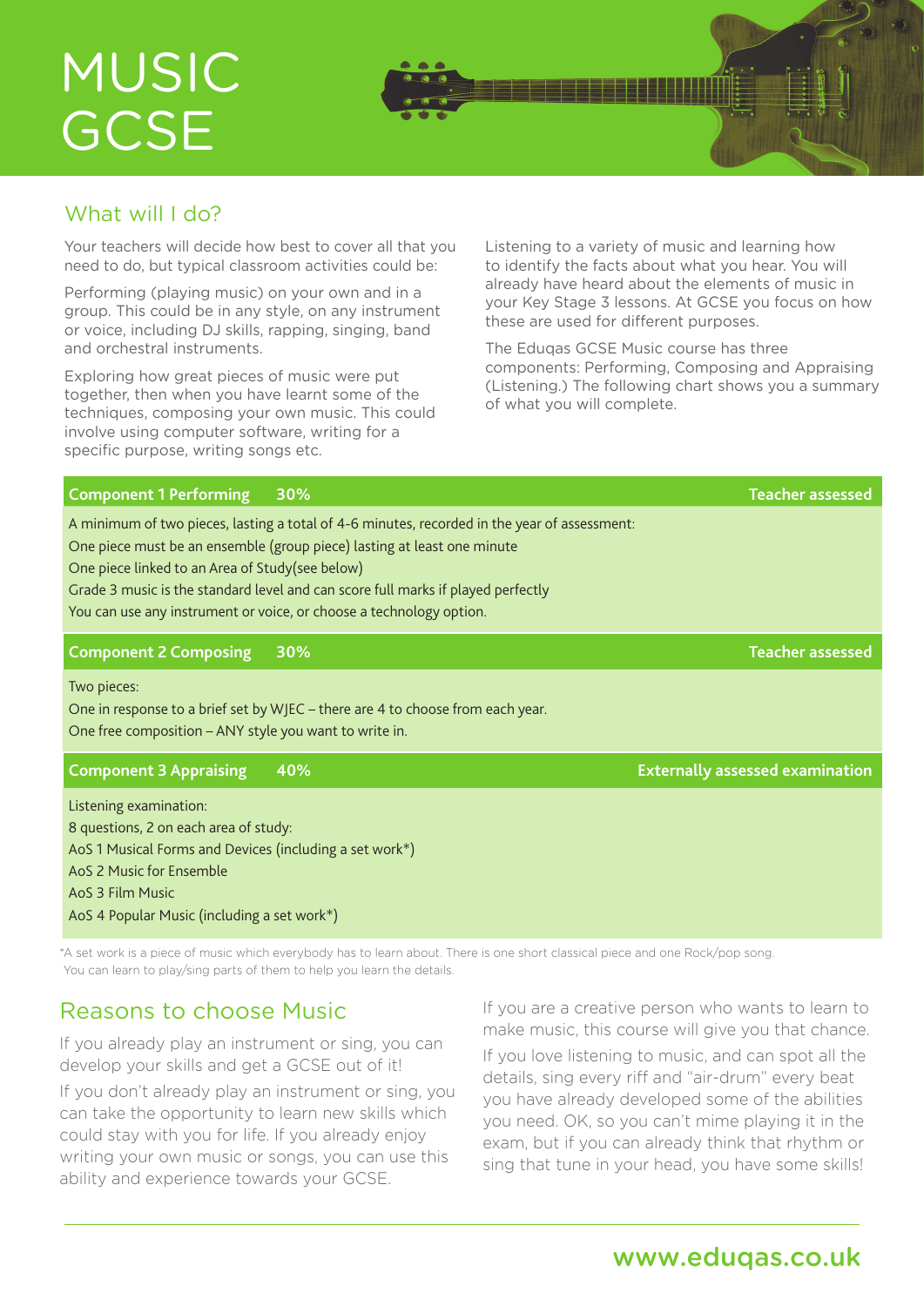# MUSIC GCSE

## What will I do?

Your teachers will decide how best to cover all that you need to do, but typical classroom activities could be:

Performing (playing music) on your own and in a group. This could be in any style, on any instrument or voice, including DJ skills, rapping, singing, band and orchestral instruments.

Exploring how great pieces of music were put together, then when you have learnt some of the techniques, composing your own music. This could involve using computer software, writing for a specific purpose, writing songs etc.

Listening to a variety of music and learning how to identify the facts about what you hear. You will already have heard about the elements of music in your Key Stage 3 lessons. At GCSE you focus on how these are used for different purposes.

The Eduqas GCSE Music course has three components: Performing, Composing and Appraising (Listening.) The following chart shows you a summary of what you will complete.

| Component | Weighting | Assessment |
|---|---|---|
| **Component 1 Performing** | **30%** | **Teacher assessed** |
| A minimum of two pieces, lasting a total of 4-6 minutes, recorded in the year of assessment:<br>One piece must be an ensemble (group piece) lasting at least one minute<br>One piece linked to an Area of Study(see below)<br>Grade 3 music is the standard level and can score full marks if played perfectly<br>You can use any instrument or voice, or choose a technology option. | | |
| **Component 2 Composing** | **30%** | **Teacher assessed** |
| Two pieces:<br>One in response to a brief set by WJEC – there are 4 to choose from each year.<br>One free composition – ANY style you want to write in. | | |
| **Component 3 Appraising** | **40%** | **Externally assessed examination** |
| Listening examination:<br>8 questions, 2 on each area of study:<br>AoS 1 Musical Forms and Devices (including a set work*)<br>AoS 2 Music for Ensemble<br>AoS 3 Film Music<br>AoS 4 Popular Music (including a set work*) | | |

*A set work is a piece of music which everybody has to learn about. There is one short classical piece and one Rock/pop song. You can learn to play/sing parts of them to help you learn the details.

## Reasons to choose Music

If you already play an instrument or sing, you can develop your skills and get a GCSE out of it!

If you don't already play an instrument or sing, you can take the opportunity to learn new skills which could stay with you for life. If you already enjoy writing your own music or songs, you can use this ability and experience towards your GCSE.

If you are a creative person who wants to learn to make music, this course will give you that chance.

If you love listening to music, and can spot all the details, sing every riff and "air-drum" every beat you have already developed some of the abilities you need. OK, so you can't mime playing it in the exam, but if you can already think that rhythm or sing that tune in your head, you have some skills!

www.eduqas.co.uk